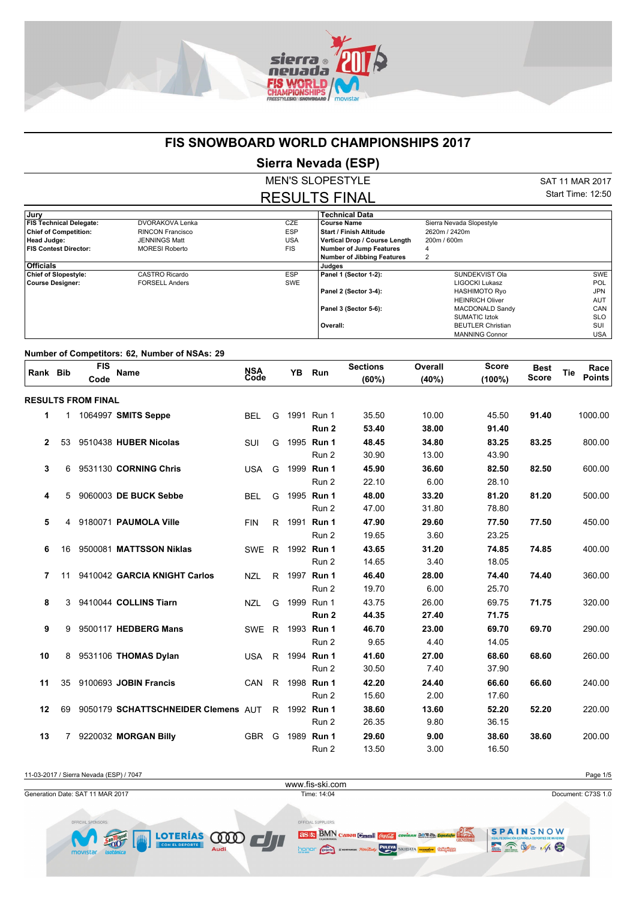# FIS SNOWBOARD WORLD CHAMPIONSHIPS 2017

## Sierra Nevada (ESP)

### MEN'S SLOPESTYLE

### RESULTS FINAL

SAT 11 MAR 2017
Start Time: 12:50

| Jury | | | Technical Data | | |
|---|---|---|---|---|---|
| FIS Technical Delegate: | DVORAKOVA Lenka | CZE | Course Name | Sierra Nevada Slopestyle | |
| Chief of Competition: | RINCON Francisco | ESP | Start / Finish Altitude | 2620m / 2420m | |
| Head Judge: | JENNINGS Matt | USA | Vertical Drop / Course Length | 200m / 600m | |
| FIS Contest Director: | MORESI Roberto | FIS | Number of Jump Features | 4 | |
| | | | Number of Jibbing Features | 2 | |
| **Officials** | | | **Judges** | | |
| Chief of Slopestyle: | CASTRO Ricardo | ESP | Panel 1 (Sector 1-2): | SUNDEKVIST Ola | SWE |
| Course Designer: | FORSELL Anders | SWE | | LIGOCKI Lukasz | POL |
| | | | Panel 2 (Sector 3-4): | HASHIMOTO Ryo | JPN |
| | | | | HEINRICH Oliver | AUT |
| | | | Panel 3 (Sector 5-6): | MACDONALD Sandy | CAN |
| | | | | SUMATIC Iztok | SLO |
| | | | Overall: | BEUTLER Christian | SUI |
| | | | | MANNING Connor | USA |

**Number of Competitors: 62, Number of NSAs: 29**

| Rank | Bib | FIS Code | Name | NSA Code | | YB | Run | Sections (60%) | Overall (40%) | Score (100%) | Best Score | Tie | Race Points |
|---|---|---|---|---|---|---|---|---|---|---|---|---|---|
| **RESULTS FROM FINAL** | | | | | | | | | | | | | |
| **1** | 1 | 1064997 | **SMITS Seppe** | BEL | G | 1991 | Run 1 | 35.50 | 10.00 | 45.50 | **91.40** | | 1000.00 |
| | | | | | | | **Run 2** | **53.40** | **38.00** | **91.40** | | | |
| **2** | 53 | 9510438 | **HUBER Nicolas** | SUI | G | 1995 | **Run 1** | **48.45** | **34.80** | **83.25** | **83.25** | | 800.00 |
| | | | | | | | Run 2 | 30.90 | 13.00 | 43.90 | | | |
| **3** | 6 | 9531130 | **CORNING Chris** | USA | G | 1999 | **Run 1** | **45.90** | **36.60** | **82.50** | **82.50** | | 600.00 |
| | | | | | | | Run 2 | 22.10 | 6.00 | 28.10 | | | |
| **4** | 5 | 9060003 | **DE BUCK Sebbe** | BEL | G | 1995 | **Run 1** | **48.00** | **33.20** | **81.20** | **81.20** | | 500.00 |
| | | | | | | | Run 2 | 47.00 | 31.80 | 78.80 | | | |
| **5** | 4 | 9180071 | **PAUMOLA Ville** | FIN | R | 1991 | **Run 1** | **47.90** | **29.60** | **77.50** | **77.50** | | 450.00 |
| | | | | | | | Run 2 | 19.65 | 3.60 | 23.25 | | | |
| **6** | 16 | 9500081 | **MATTSSON Niklas** | SWE | R | 1992 | **Run 1** | **43.65** | **31.20** | **74.85** | **74.85** | | 400.00 |
| | | | | | | | Run 2 | 14.65 | 3.40 | 18.05 | | | |
| **7** | 11 | 9410042 | **GARCIA KNIGHT Carlos** | NZL | R | 1997 | **Run 1** | **46.40** | **28.00** | **74.40** | **74.40** | | 360.00 |
| | | | | | | | Run 2 | 19.70 | 6.00 | 25.70 | | | |
| **8** | 3 | 9410044 | **COLLINS Tiarn** | NZL | G | 1999 | Run 1 | 43.75 | 26.00 | 69.75 | **71.75** | | 320.00 |
| | | | | | | | **Run 2** | **44.35** | **27.40** | **71.75** | | | |
| **9** | 9 | 9500117 | **HEDBERG Mans** | SWE | R | 1993 | **Run 1** | **46.70** | **23.00** | **69.70** | **69.70** | | 290.00 |
| | | | | | | | Run 2 | 9.65 | 4.40 | 14.05 | | | |
| **10** | 8 | 9531106 | **THOMAS Dylan** | USA | R | 1994 | **Run 1** | **41.60** | **27.00** | **68.60** | **68.60** | | 260.00 |
| | | | | | | | Run 2 | 30.50 | 7.40 | 37.90 | | | |
| **11** | 35 | 9100693 | **JOBIN Francis** | CAN | R | 1998 | **Run 1** | **42.20** | **24.40** | **66.60** | **66.60** | | 240.00 |
| | | | | | | | Run 2 | 15.60 | 2.00 | 17.60 | | | |
| **12** | 69 | 9050179 | **SCHATTSCHNEIDER Clemens** | AUT | R | 1992 | **Run 1** | **38.60** | **13.60** | **52.20** | **52.20** | | 220.00 |
| | | | | | | | Run 2 | 26.35 | 9.80 | 36.15 | | | |
| **13** | 7 | 9220032 | **MORGAN Billy** | GBR | G | 1989 | **Run 1** | **29.60** | **9.00** | **38.60** | **38.60** | | 200.00 |
| | | | | | | | Run 2 | 13.50 | 3.00 | 16.50 | | | |

11-03-2017 / Sierra Nevada (ESP) / 7047

www.fis-ski.com

Generation Date: SAT 11 MAR 2017 — Time: 14:04 — Document: C73S 1.0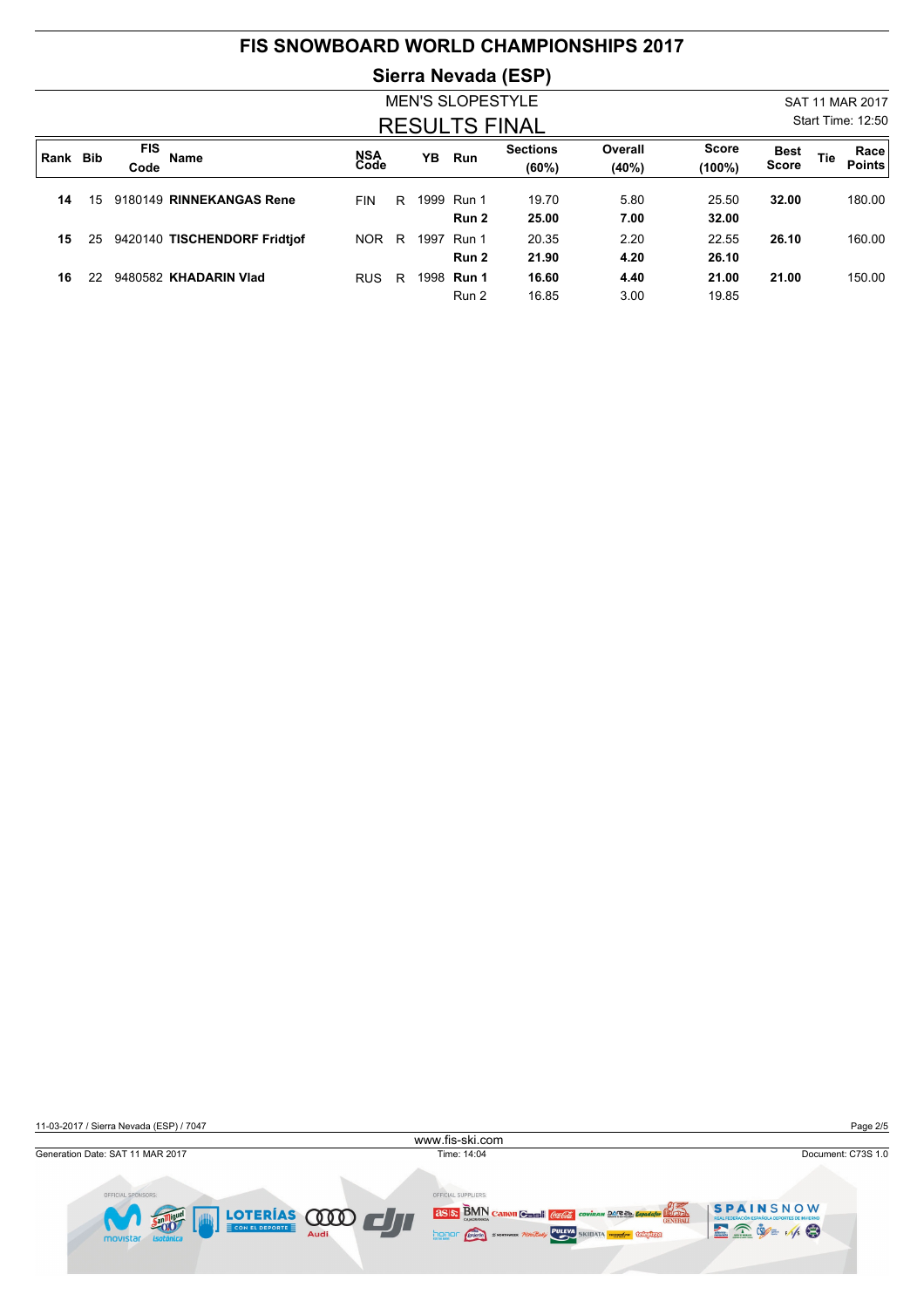# FIS SNOWBOARD WORLD CHAMPIONSHIPS 2017

## Sierra Nevada (ESP)

MEN'S SLOPESTYLE

SAT 11 MAR 2017

## RESULTS FINAL

Start Time: 12:50

| Rank | Bib | FIS Code | Name | NSA Code | | YB | Run | Sections (60%) | Overall (40%) | Score (100%) | Best Score | Tie | Race Points |
|---|---|---|---|---|---|---|---|---|---|---|---|---|---|
| **14** | 15 | 9180149 | **RINNEKANGAS Rene** | FIN | R | 1999 | Run 1 | 19.70 | 5.80 | 25.50 | **32.00** | | 180.00 |
| | | | | | | | **Run 2** | **25.00** | **7.00** | **32.00** | | | |
| **15** | 25 | 9420140 | **TISCHENDORF Fridtjof** | NOR | R | 1997 | Run 1 | 20.35 | 2.20 | 22.55 | **26.10** | | 160.00 |
| | | | | | | | **Run 2** | **21.90** | **4.20** | **26.10** | | | |
| **16** | 22 | 9480582 | **KHADARIN Vlad** | RUS | R | 1998 | **Run 1** | **16.60** | **4.40** | **21.00** | **21.00** | | 150.00 |
| | | | | | | | Run 2 | 16.85 | 3.00 | 19.85 | | | |

11-03-2017 / Sierra Nevada (ESP) / 7047

www.fis-ski.com

Generation Date: SAT 11 MAR 2017

Time: 14:04

Document: C73S 1.0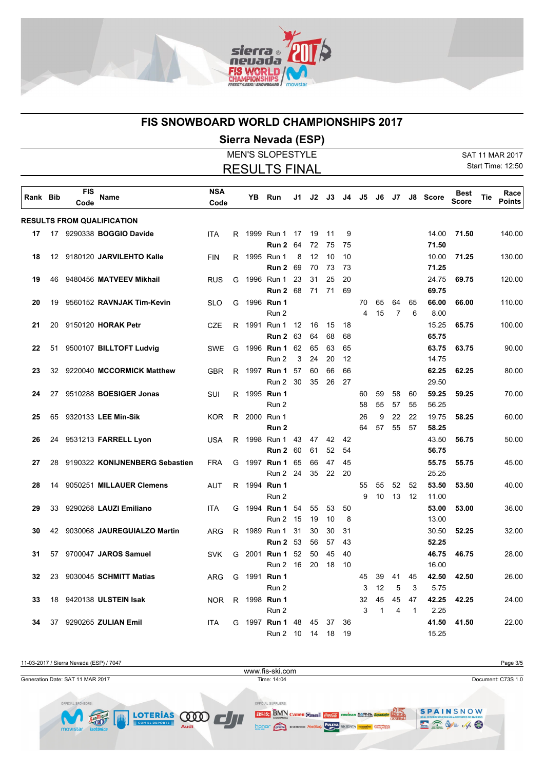# FIS SNOWBOARD WORLD CHAMPIONSHIPS 2017

## Sierra Nevada (ESP)

MEN'S SLOPESTYLE

RESULTS FINAL

SAT 11 MAR 2017

Start Time: 12:50

| Rank | Bib | FIS Code | Name | NSA Code | | YB | Run | J1 | J2 | J3 | J4 | J5 | J6 | J7 | J8 | Score | Best Score | Tie | Race Points |
|---|---|---|---|---|---|---|---|---|---|---|---|---|---|---|---|---|---|---|---|
| **RESULTS FROM QUALIFICATION** | | | | | | | | | | | | | | | | | | | |
| **17** | 17 | 9290338 | **BOGGIO Davide** | ITA | R | 1999 | Run 1 | 17 | 19 | 11 | 9 | | | | | 14.00 | **71.50** | | 140.00 |
| | | | | | | | **Run 2** | 64 | 72 | 75 | 75 | | | | | **71.50** | | | |
| **18** | 12 | 9180120 | **JARVILEHTO Kalle** | FIN | R | 1995 | Run 1 | 8 | 12 | 10 | 10 | | | | | 10.00 | **71.25** | | 130.00 |
| | | | | | | | **Run 2** | 69 | 70 | 73 | 73 | | | | | **71.25** | | | |
| **19** | 46 | 9480456 | **MATVEEV Mikhail** | RUS | G | 1996 | Run 1 | 23 | 31 | 25 | 20 | | | | | 24.75 | **69.75** | | 120.00 |
| | | | | | | | **Run 2** | 68 | 71 | 71 | 69 | | | | | **69.75** | | | |
| **20** | 19 | 9560152 | **RAVNJAK Tim-Kevin** | SLO | G | 1996 | **Run 1** | | | | | 70 | 65 | 64 | 65 | **66.00** | **66.00** | | 110.00 |
| | | | | | | | Run 2 | | | | | 4 | 15 | 7 | 6 | 8.00 | | | |
| **21** | 20 | 9150120 | **HORAK Petr** | CZE | R | 1991 | Run 1 | 12 | 16 | 15 | 18 | | | | | 15.25 | **65.75** | | 100.00 |
| | | | | | | | **Run 2** | 63 | 64 | 68 | 68 | | | | | **65.75** | | | |
| **22** | 51 | 9500107 | **BILLTOFT Ludvig** | SWE | G | 1996 | **Run 1** | 62 | 65 | 63 | 65 | | | | | **63.75** | **63.75** | | 90.00 |
| | | | | | | | Run 2 | 3 | 24 | 20 | 12 | | | | | 14.75 | | | |
| **23** | 32 | 9220040 | **MCCORMICK Matthew** | GBR | R | 1997 | **Run 1** | 57 | 60 | 66 | 66 | | | | | **62.25** | **62.25** | | 80.00 |
| | | | | | | | Run 2 | 30 | 35 | 26 | 27 | | | | | 29.50 | | | |
| **24** | 27 | 9510288 | **BOESIGER Jonas** | SUI | R | 1995 | **Run 1** | | | | | 60 | 59 | 58 | 60 | **59.25** | **59.25** | | 70.00 |
| | | | | | | | Run 2 | | | | | 58 | 55 | 57 | 55 | 56.25 | | | |
| **25** | 65 | 9320133 | **LEE Min-Sik** | KOR | R | 2000 | Run 1 | | | | | 26 | 9 | 22 | 22 | 19.75 | **58.25** | | 60.00 |
| | | | | | | | **Run 2** | | | | | 64 | 57 | 55 | 57 | **58.25** | | | |
| **26** | 24 | 9531213 | **FARRELL Lyon** | USA | R | 1998 | Run 1 | 43 | 47 | 42 | 42 | | | | | 43.50 | **56.75** | | 50.00 |
| | | | | | | | **Run 2** | 60 | 61 | 52 | 54 | | | | | **56.75** | | | |
| **27** | 28 | 9190322 | **KONIJNENBERG Sebastien** | FRA | G | 1997 | **Run 1** | 65 | 66 | 47 | 45 | | | | | **55.75** | **55.75** | | 45.00 |
| | | | | | | | Run 2 | 24 | 35 | 22 | 20 | | | | | 25.25 | | | |
| **28** | 14 | 9050251 | **MILLAUER Clemens** | AUT | R | 1994 | **Run 1** | | | | | 55 | 55 | 52 | 52 | **53.50** | **53.50** | | 40.00 |
| | | | | | | | Run 2 | | | | | 9 | 10 | 13 | 12 | 11.00 | | | |
| **29** | 33 | 9290268 | **LAUZI Emiliano** | ITA | G | 1994 | **Run 1** | 54 | 55 | 53 | 50 | | | | | **53.00** | **53.00** | | 36.00 |
| | | | | | | | Run 2 | 15 | 19 | 10 | 8 | | | | | 13.00 | | | |
| **30** | 42 | 9030068 | **JAUREGUIALZO Martin** | ARG | R | 1989 | Run 1 | 31 | 30 | 30 | 31 | | | | | 30.50 | **52.25** | | 32.00 |
| | | | | | | | **Run 2** | 53 | 56 | 57 | 43 | | | | | **52.25** | | | |
| **31** | 57 | 9700047 | **JAROS Samuel** | SVK | G | 2001 | **Run 1** | 52 | 50 | 45 | 40 | | | | | **46.75** | **46.75** | | 28.00 |
| | | | | | | | Run 2 | 16 | 20 | 18 | 10 | | | | | 16.00 | | | |
| **32** | 23 | 9030045 | **SCHMITT Matias** | ARG | G | 1991 | **Run 1** | | | | | 45 | 39 | 41 | 45 | **42.50** | **42.50** | | 26.00 |
| | | | | | | | Run 2 | | | | | 3 | 12 | 5 | 3 | 5.75 | | | |
| **33** | 18 | 9420138 | **ULSTEIN Isak** | NOR | R | 1998 | **Run 1** | | | | | 32 | 45 | 45 | 47 | **42.25** | **42.25** | | 24.00 |
| | | | | | | | Run 2 | | | | | 3 | 1 | 4 | 1 | 2.25 | | | |
| **34** | 37 | 9290265 | **ZULIAN Emil** | ITA | G | 1997 | **Run 1** | 48 | 45 | 37 | 36 | | | | | **41.50** | **41.50** | | 22.00 |
| | | | | | | | Run 2 | 10 | 14 | 18 | 19 | | | | | 15.25 | | | |

11-03-2017 / Sierra Nevada (ESP) / 7047

www.fis-ski.com

Generation Date: SAT 11 MAR 2017 — Time: 14:04 — Document: C73S 1.0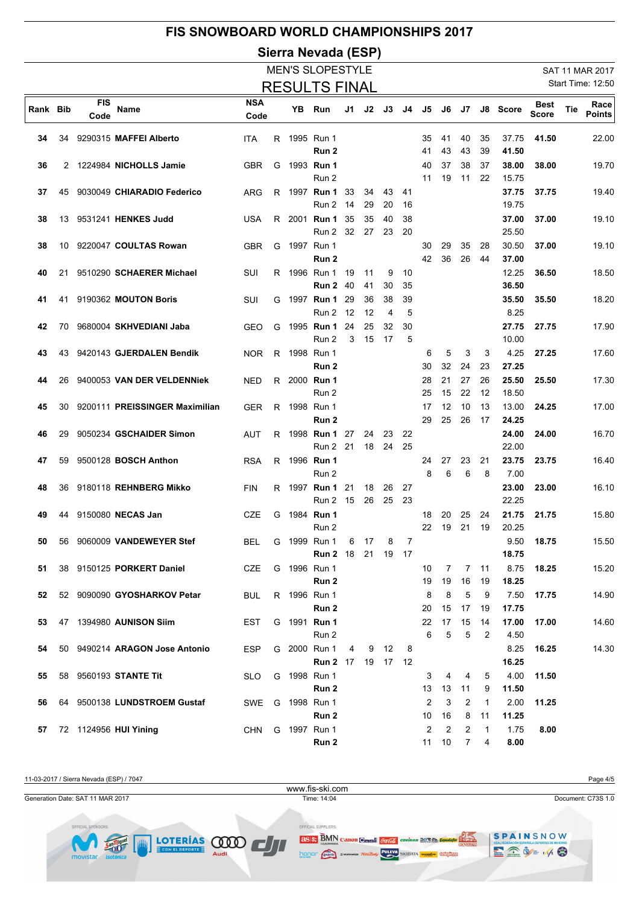# FIS SNOWBOARD WORLD CHAMPIONSHIPS 2017

## Sierra Nevada (ESP)

MEN'S SLOPESTYLE

SAT 11 MAR 2017

RESULTS FINAL

Start Time: 12:50

| Rank | Bib | FIS Code | Name | NSA Code | | YB | Run | J1 | J2 | J3 | J4 | J5 | J6 | J7 | J8 | Score | Best Score | Tie | Race Points |
|---|---|---|---|---|---|---|---|---|---|---|---|---|---|---|---|---|---|---|---|
| 34 | 34 | 9290315 | **MAFFEI Alberto** | ITA | R | 1995 | Run 1 | | | | | 35 | 41 | 40 | 35 | 37.75 | **41.50** | | 22.00 |
| | | | | | | | **Run 2** | | | | | 41 | 43 | 43 | 39 | **41.50** | | | |
| 36 | 2 | 1224984 | **NICHOLLS Jamie** | GBR | G | 1993 | **Run 1** | | | | | 40 | 37 | 38 | 37 | **38.00** | **38.00** | | 19.70 |
| | | | | | | | Run 2 | | | | | 11 | 19 | 11 | 22 | 15.75 | | | |
| 37 | 45 | 9030049 | **CHIARADIO Federico** | ARG | R | 1997 | **Run 1** | 33 | 34 | 43 | 41 | | | | | **37.75** | **37.75** | | 19.40 |
| | | | | | | | Run 2 | 14 | 29 | 20 | 16 | | | | | 19.75 | | | |
| 38 | 13 | 9531241 | **HENKES Judd** | USA | R | 2001 | **Run 1** | 35 | 35 | 40 | 38 | | | | | **37.00** | **37.00** | | 19.10 |
| | | | | | | | Run 2 | 32 | 27 | 23 | 20 | | | | | 25.50 | | | |
| 38 | 10 | 9220047 | **COULTAS Rowan** | GBR | G | 1997 | Run 1 | | | | | 30 | 29 | 35 | 28 | 30.50 | **37.00** | | 19.10 |
| | | | | | | | **Run 2** | | | | | 42 | 36 | 26 | 44 | **37.00** | | | |
| 40 | 21 | 9510290 | **SCHAERER Michael** | SUI | R | 1996 | Run 1 | 19 | 11 | 9 | 10 | | | | | 12.25 | **36.50** | | 18.50 |
| | | | | | | | **Run 2** | 40 | 41 | 30 | 35 | | | | | **36.50** | | | |
| 41 | 41 | 9190362 | **MOUTON Boris** | SUI | G | 1997 | **Run 1** | 29 | 36 | 38 | 39 | | | | | **35.50** | **35.50** | | 18.20 |
| | | | | | | | Run 2 | 12 | 12 | 4 | 5 | | | | | 8.25 | | | |
| 42 | 70 | 9680004 | **SKHVEDIANI Jaba** | GEO | G | 1995 | **Run 1** | 24 | 25 | 32 | 30 | | | | | **27.75** | **27.75** | | 17.90 |
| | | | | | | | Run 2 | 3 | 15 | 17 | 5 | | | | | 10.00 | | | |
| 43 | 43 | 9420143 | **GJERDALEN Bendik** | NOR | R | 1998 | Run 1 | | | | | 6 | 5 | 3 | 3 | 4.25 | **27.25** | | 17.60 |
| | | | | | | | **Run 2** | | | | | 30 | 32 | 24 | 23 | **27.25** | | | |
| 44 | 26 | 9400053 | **VAN DER VELDENNiek** | NED | R | 2000 | **Run 1** | | | | | 28 | 21 | 27 | 26 | **25.50** | **25.50** | | 17.30 |
| | | | | | | | Run 2 | | | | | 25 | 15 | 22 | 12 | 18.50 | | | |
| 45 | 30 | 9200111 | **PREISSINGER Maximilian** | GER | R | 1998 | Run 1 | | | | | 17 | 12 | 10 | 13 | 13.00 | **24.25** | | 17.00 |
| | | | | | | | **Run 2** | | | | | 29 | 25 | 26 | 17 | **24.25** | | | |
| 46 | 29 | 9050234 | **GSCHAIDER Simon** | AUT | R | 1998 | **Run 1** | 27 | 24 | 23 | 22 | | | | | **24.00** | **24.00** | | 16.70 |
| | | | | | | | Run 2 | 21 | 18 | 24 | 25 | | | | | 22.00 | | | |
| 47 | 59 | 9500128 | **BOSCH Anthon** | RSA | R | 1996 | **Run 1** | | | | | 24 | 27 | 23 | 21 | **23.75** | **23.75** | | 16.40 |
| | | | | | | | Run 2 | | | | | 8 | 6 | 6 | 8 | 7.00 | | | |
| 48 | 36 | 9180118 | **REHNBERG Mikko** | FIN | R | 1997 | **Run 1** | 21 | 18 | 26 | 27 | | | | | **23.00** | **23.00** | | 16.10 |
| | | | | | | | Run 2 | 15 | 26 | 25 | 23 | | | | | 22.25 | | | |
| 49 | 44 | 9150080 | **NECAS Jan** | CZE | G | 1984 | **Run 1** | | | | | 18 | 20 | 25 | 24 | **21.75** | **21.75** | | 15.80 |
| | | | | | | | Run 2 | | | | | 22 | 19 | 21 | 19 | 20.25 | | | |
| 50 | 56 | 9060009 | **VANDEWEYER Stef** | BEL | G | 1999 | Run 1 | 6 | 17 | 8 | 7 | | | | | 9.50 | **18.75** | | 15.50 |
| | | | | | | | **Run 2** | 18 | 21 | 19 | 17 | | | | | **18.75** | | | |
| 51 | 38 | 9150125 | **PORKERT Daniel** | CZE | G | 1996 | Run 1 | | | | | 10 | 7 | 7 | 11 | 8.75 | **18.25** | | 15.20 |
| | | | | | | | **Run 2** | | | | | 19 | 19 | 16 | 19 | **18.25** | | | |
| 52 | 52 | 9090090 | **GYOSHARKOV Petar** | BUL | R | 1996 | Run 1 | | | | | 8 | 8 | 5 | 9 | 7.50 | **17.75** | | 14.90 |
| | | | | | | | **Run 2** | | | | | 20 | 15 | 17 | 19 | **17.75** | | | |
| 53 | 47 | 1394980 | **AUNISON Siim** | EST | G | 1991 | **Run 1** | | | | | 22 | 17 | 15 | 14 | **17.00** | **17.00** | | 14.60 |
| | | | | | | | Run 2 | | | | | 6 | 5 | 5 | 2 | 4.50 | | | |
| 54 | 50 | 9490214 | **ARAGON Jose Antonio** | ESP | G | 2000 | Run 1 | 4 | 9 | 12 | 8 | | | | | 8.25 | **16.25** | | 14.30 |
| | | | | | | | **Run 2** | 17 | 19 | 17 | 12 | | | | | **16.25** | | | |
| 55 | 58 | 9560193 | **STANTE Tit** | SLO | G | 1998 | Run 1 | | | | | 3 | 4 | 4 | 5 | 4.00 | **11.50** | | |
| | | | | | | | **Run 2** | | | | | 13 | 13 | 11 | 9 | **11.50** | | | |
| 56 | 64 | 9500138 | **LUNDSTROEM Gustaf** | SWE | G | 1998 | Run 1 | | | | | 2 | 3 | 2 | 1 | 2.00 | **11.25** | | |
| | | | | | | | **Run 2** | | | | | 10 | 16 | 8 | 11 | **11.25** | | | |
| 57 | 72 | 1124956 | **HUI Yining** | CHN | G | 1997 | Run 1 | | | | | 2 | 2 | 2 | 1 | 1.75 | **8.00** | | |
| | | | | | | | **Run 2** | | | | | 11 | 10 | 7 | 4 | **8.00** | | | |

11-03-2017 / Sierra Nevada (ESP) / 7047

www.fis-ski.com

Generation Date: SAT 11 MAR 2017 — Time: 14:04 — Document: C73S 1.0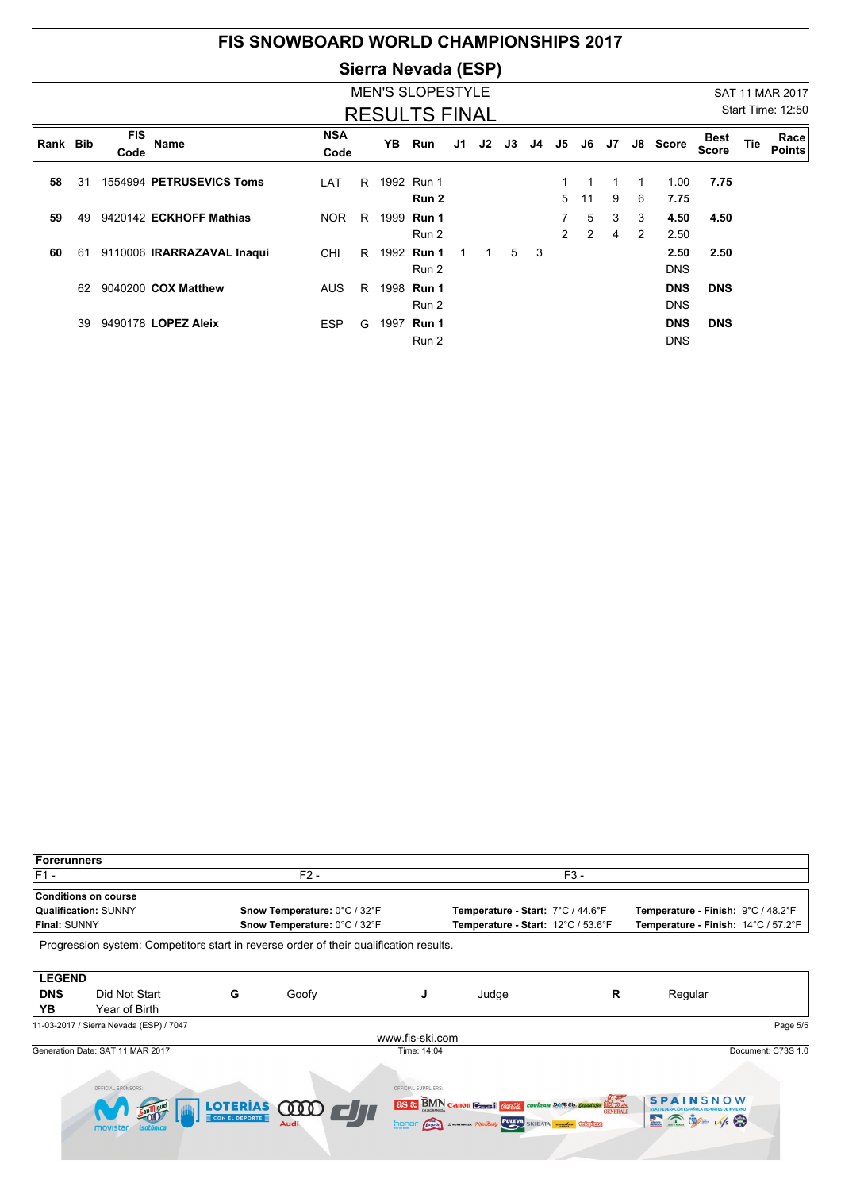# FIS SNOWBOARD WORLD CHAMPIONSHIPS 2017

## Sierra Nevada (ESP)

### MEN'S SLOPESTYLE
### RESULTS FINAL

SAT 11 MAR 2017
Start Time: 12:50

| Rank | Bib | FIS Code | Name | NSA Code | | YB | Run | J1 | J2 | J3 | J4 | J5 | J6 | J7 | J8 | Score | Best Score | Tie | Race Points |
|---|---|---|---|---|---|---|---|---|---|---|---|---|---|---|---|---|---|---|---|
| 58 | 31 | 1554994 | **PETRUSEVICS Toms** | LAT | R | 1992 | Run 1 | | | | | 1 | 1 | 1 | 1 | 1.00 | **7.75** | | |
| | | | | | | | **Run 2** | | | | | 5 | 11 | 9 | 6 | **7.75** | | | |
| 59 | 49 | 9420142 | **ECKHOFF Mathias** | NOR | R | 1999 | **Run 1** | | | | | 7 | 5 | 3 | 3 | **4.50** | **4.50** | | |
| | | | | | | | Run 2 | | | | | 2 | 2 | 4 | 2 | 2.50 | | | |
| 60 | 61 | 9110006 | **IRARRAZAVAL Inaqui** | CHI | R | 1992 | **Run 1** | 1 | 1 | 5 | 3 | | | | | **2.50** | **2.50** | | |
| | | | | | | | Run 2 | | | | | | | | | DNS | | | |
| | 62 | 9040200 | **COX Matthew** | AUS | R | 1998 | **Run 1** | | | | | | | | | **DNS** | **DNS** | | |
| | | | | | | | Run 2 | | | | | | | | | DNS | | | |
| | 39 | 9490178 | **LOPEZ Aleix** | ESP | G | 1997 | **Run 1** | | | | | | | | | **DNS** | **DNS** | | |
| | | | | | | | Run 2 | | | | | | | | | DNS | | | |

| **Forerunners** | | | |
|---|---|---|---|
| F1 - | F2 - | F3 - | |
| **Conditions on course** | | | |
| **Qualification:** SUNNY | **Snow Temperature:** 0°C / 32°F | **Temperature - Start:** 7°C / 44.6°F | **Temperature - Finish:** 9°C / 48.2°F |
| **Final:** SUNNY | **Snow Temperature:** 0°C / 32°F | **Temperature - Start:** 12°C / 53.6°F | **Temperature - Finish:** 14°C / 57.2°F |

Progression system: Competitors start in reverse order of their qualification results.

| **LEGEND** | | | | | | | |
|---|---|---|---|---|---|---|---|
| **DNS** | Did Not Start | **G** | Goofy | **J** | Judge | **R** | Regular |
| **YB** | Year of Birth | | | | | | |

11-03-2017 / Sierra Nevada (ESP) / 7047

www.fis-ski.com

Generation Date: SAT 11 MAR 2017 | Time: 14:04 | Document: C73S 1.0

OFFICIAL SPONSORS: movistar, San Miguel 0,0 Isotónica, LOTERÍAS CON EL DEPORTE, Audi, dji

OFFICIAL SUPPLIERS

SPAIN SNOW